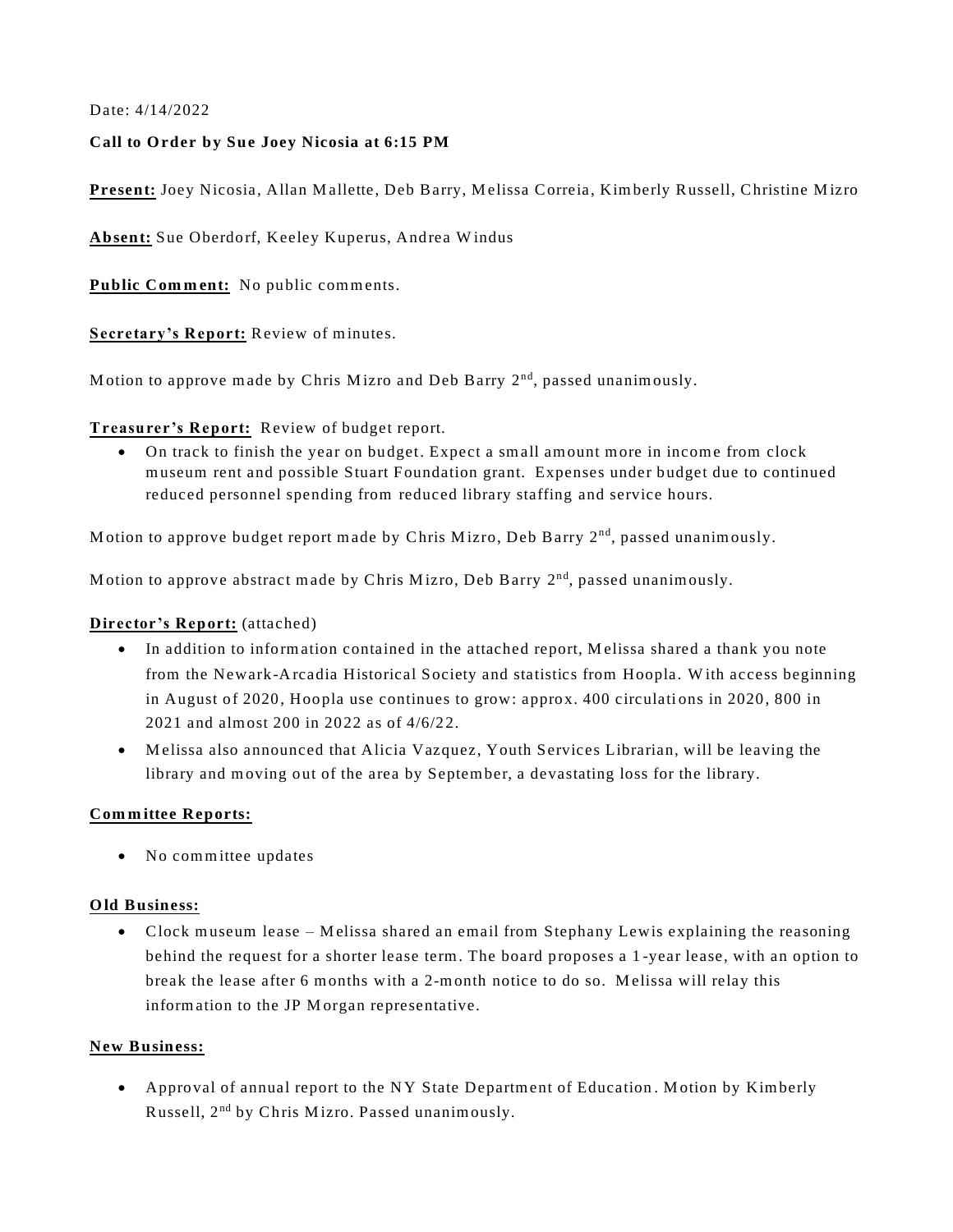Date: 4/14/2022

**Call to Order by Sue Joey Nicosia at 6:15 PM**

**Present:** Joey Nicosia, Allan Mallette, Deb Barry, Melissa Correia, Kimberly Russell, Christine Mizro

**Absent:** Sue Oberdorf, Keeley Kuperus, Andrea Windus

**Public Comment:** No public comments.

**Secretary's Report:** Review of minutes.

Motion to approve made by Chris Mizro and Deb Barry 2nd, passed unanimously.

**Treasurer's Report:** Review of budget report.

- On track to finish the year on budget. Expect a small amount more in income from clock museum rent and possible Stuart Foundation grant. Expenses under budget due to continued reduced personnel spending from reduced library staffing and service hours.

Motion to approve budget report made by Chris Mizro, Deb Barry 2nd, passed unanimously.

Motion to approve abstract made by Chris Mizro, Deb Barry 2nd, passed unanimously.

**Director's Report:** (attached)

- In addition to information contained in the attached report, Melissa shared a thank you note from the Newark-Arcadia Historical Society and statistics from Hoopla. With access beginning in August of 2020, Hoopla use continues to grow: approx. 400 circulations in 2020, 800 in 2021 and almost 200 in 2022 as of 4/6/22.
- Melissa also announced that Alicia Vazquez, Youth Services Librarian, will be leaving the library and moving out of the area by September, a devastating loss for the library.

**Committee Reports:**

- No committee updates

**Old Business:**

- Clock museum lease – Melissa shared an email from Stephany Lewis explaining the reasoning behind the request for a shorter lease term. The board proposes a 1-year lease, with an option to break the lease after 6 months with a 2-month notice to do so. Melissa will relay this information to the JP Morgan representative.

**New Business:**

- Approval of annual report to the NY State Department of Education. Motion by Kimberly Russell, 2nd by Chris Mizro. Passed unanimously.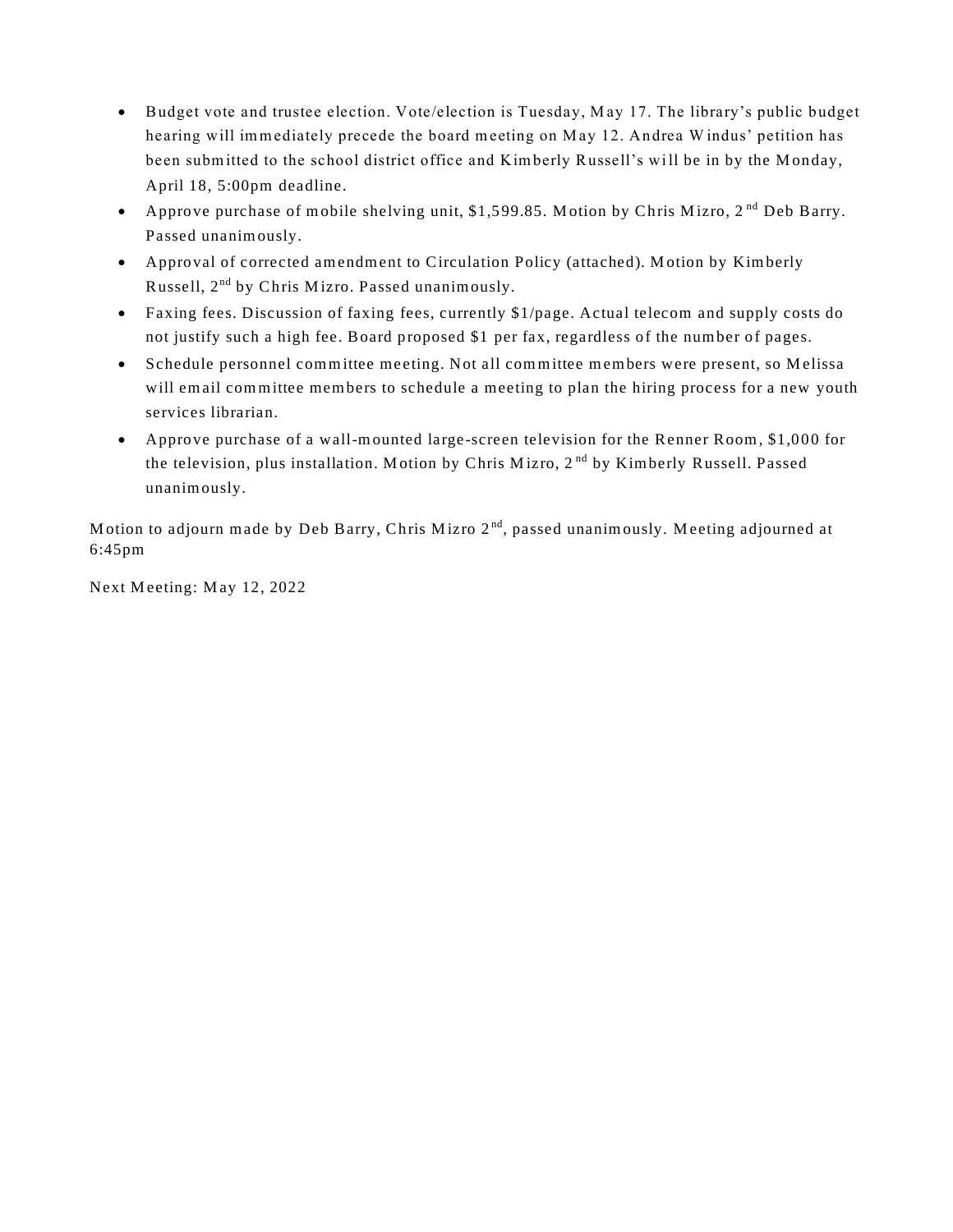- Budget vote and trustee election. Vote/election is Tuesday, May 17. The library's public budget hearing will immediately precede the board meeting on May 12. Andrea Windus' petition has been submitted to the school district office and Kimberly Russell's will be in by the Monday, April 18, 5:00pm deadline.
- Approve purchase of mobile shelving unit, $1,599.85. Motion by Chris Mizro, 2nd Deb Barry. Passed unanimously.
- Approval of corrected amendment to Circulation Policy (attached). Motion by Kimberly Russell, 2nd by Chris Mizro. Passed unanimously.
- Faxing fees. Discussion of faxing fees, currently $1/page. Actual telecom and supply costs do not justify such a high fee. Board proposed $1 per fax, regardless of the number of pages.
- Schedule personnel committee meeting. Not all committee members were present, so Melissa will email committee members to schedule a meeting to plan the hiring process for a new youth services librarian.
- Approve purchase of a wall-mounted large-screen television for the Renner Room, $1,000 for the television, plus installation. Motion by Chris Mizro, 2nd by Kimberly Russell. Passed unanimously.

Motion to adjourn made by Deb Barry, Chris Mizro 2nd, passed unanimously. Meeting adjourned at 6:45pm

Next Meeting: May 12, 2022